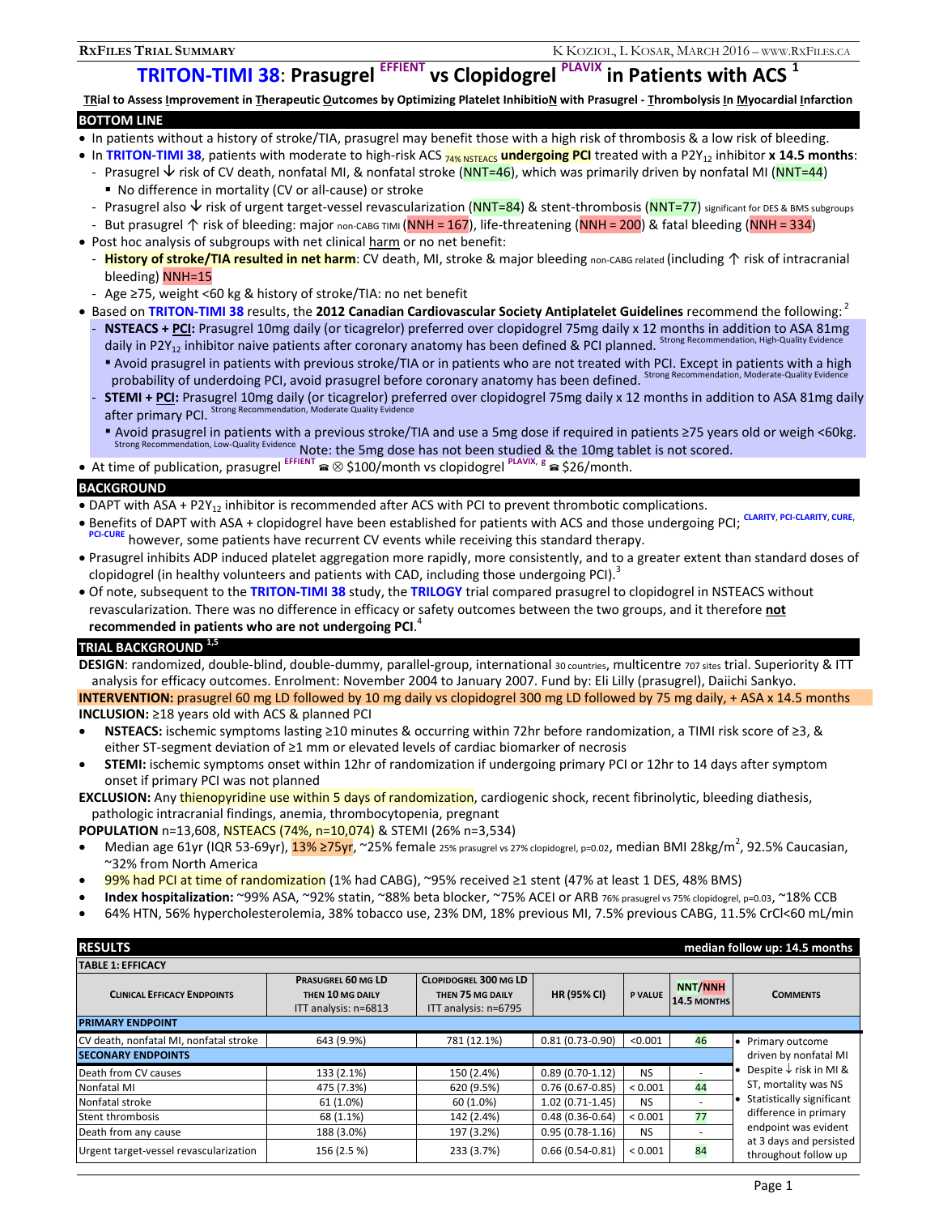# TRITON-TIMI 38: Prasugrel EFFIENT vs Clopidogrel PLAVIX in Patients with ACS [1]

**TRial to Assess Improvement in Therapeutic Outcomes by Optimizing Platelet InhibitioN with Prasugrel - Thrombolysis In Myocardial Infarction**

## BOTTOM LINE

- In patients without a history of stroke/TIA, prasugrel may benefit those with a high risk of thrombosis & a low risk of bleeding.
- In **TRITON-TIMI 38**, patients with moderate to high-risk ACS 74% NSTEACS **undergoing PCI** treated with a $P2Y_{12}$ inhibitor **x 14.5 months**:
  - Prasugrel ↓ risk of CV death, nonfatal MI, & nonfatal stroke (NNT=46), which was primarily driven by nonfatal MI (NNT=44)
    - No difference in mortality (CV or all-cause) or stroke
  - Prasugrel also ↓ risk of urgent target-vessel revascularization (NNT=84) & stent-thrombosis (NNT=77) significant for DES & BMS subgroups
  - But prasugrel ↑ risk of bleeding: major non-CABG TIMI (NNH = 167), life-threatening (NNH = 200) & fatal bleeding (NNH = 334)
- Post hoc analysis of subgroups with net clinical harm or no net benefit:
  - **History of stroke/TIA resulted in net harm**: CV death, MI, stroke & major bleeding non-CABG related (including ↑ risk of intracranial bleeding) NNH=15
  - Age ≥75, weight <60 kg & history of stroke/TIA: no net benefit
- Based on **TRITON-TIMI 38** results, the **2012 Canadian Cardiovascular Society Antiplatelet Guidelines** recommend the following: [2]
  - **NSTEACS + PCI:** Prasugrel 10mg daily (or ticagrelor) preferred over clopidogrel 75mg daily x 12 months in addition to ASA 81mg daily in $P2Y_{12}$ inhibitor naive patients after coronary anatomy has been defined & PCI planned. Strong Recommendation, High-Quality Evidence
    - Avoid prasugrel in patients with previous stroke/TIA or in patients who are not treated with PCI. Except in patients with a high probability of underdoing PCI, avoid prasugrel before coronary anatomy has been defined. Strong Recommendation, Moderate-Quality Evidence
  - **STEMI + PCI:** Prasugrel 10mg daily (or ticagrelor) preferred over clopidogrel 75mg daily x 12 months in addition to ASA 81mg daily after primary PCI. Strong Recommendation, Moderate Quality Evidence
    - Avoid prasugrel in patients with a previous stroke/TIA and use a 5mg dose if required in patients ≥75 years old or weigh <60kg. Strong Recommendation, Low-Quality Evidence Note: the 5mg dose has not been studied & the 10mg tablet is not scored.
- At time of publication, prasugrel EFFIENT ☎ ⊗ \$100/month vs clopidogrel PLAVIX, g ☎ \$26/month.

## BACKGROUND

- DAPT with ASA + $P2Y_{12}$ inhibitor is recommended after ACS with PCI to prevent thrombotic complications.
- Benefits of DAPT with ASA + clopidogrel have been established for patients with ACS and those undergoing PCI; CLARITY, PCI-CLARITY, CURE, PCI-CURE however, some patients have recurrent CV events while receiving this standard therapy.
- Prasugrel inhibits ADP induced platelet aggregation more rapidly, more consistently, and to a greater extent than standard doses of clopidogrel (in healthy volunteers and patients with CAD, including those undergoing PCI).[3]
- Of note, subsequent to the **TRITON-TIMI 38** study, the **TRILOGY** trial compared prasugrel to clopidogrel in NSTEACS without revascularization. There was no difference in efficacy or safety outcomes between the two groups, and it therefore **not recommended in patients who are not undergoing PCI**.[4]

## TRIAL BACKGROUND [1,5]

**DESIGN**: randomized, double-blind, double-dummy, parallel-group, international 30 countries, multicentre 707 sites trial. Superiority & ITT analysis for efficacy outcomes. Enrolment: November 2004 to January 2007. Fund by: Eli Lilly (prasugrel), Daiichi Sankyo.

**INTERVENTION:** prasugrel 60 mg LD followed by 10 mg daily vs clopidogrel 300 mg LD followed by 75 mg daily, + ASA x 14.5 months

**INCLUSION:** ≥18 years old with ACS & planned PCI

- **NSTEACS:** ischemic symptoms lasting ≥10 minutes & occurring within 72hr before randomization, a TIMI risk score of ≥3, & either ST-segment deviation of ≥1 mm or elevated levels of cardiac biomarker of necrosis
- **STEMI:** ischemic symptoms onset within 12hr of randomization if undergoing primary PCI or 12hr to 14 days after symptom onset if primary PCI was not planned

**EXCLUSION:** Any thienopyridine use within 5 days of randomization, cardiogenic shock, recent fibrinolytic, bleeding diathesis, pathologic intracranial findings, anemia, thrombocytopenia, pregnant

**POPULATION** n=13,608, NSTEACS (74%, n=10,074) & STEMI (26% n=3,534)

- Median age 61yr (IQR 53-69yr), 13% ≥75yr, ~25% female 25% prasugrel vs 27% clopidogrel, p=0.02, median BMI 28kg/$m^2$, 92.5% Caucasian, ~32% from North America
- 99% had PCI at time of randomization (1% had CABG), ~95% received ≥1 stent (47% at least 1 DES, 48% BMS)
- **Index hospitalization:** ~99% ASA, ~92% statin, ~88% beta blocker, ~75% ACEI or ARB 76% prasugrel vs 75% clopidogrel, p=0.03, ~18% CCB
- 64% HTN, 56% hypercholesterolemia, 38% tobacco use, 23% DM, 18% previous MI, 7.5% previous CABG, 11.5% CrCl<60 mL/min

## RESULTS

median follow up: 14.5 months

**TABLE 1: EFFICACY**

| Clinical Efficacy Endpoints | Prasugrel 60 mg LD then 10 mg daily ITT analysis: n=6813 | Clopidogrel 300 mg LD then 75 mg daily ITT analysis: n=6795 | HR (95% CI) | P value | NNT/NNH 14.5 months | Comments |
|---|---|---|---|---|---|---|
| **PRIMARY ENDPOINT** | | | | | | |
| CV death, nonfatal MI, nonfatal stroke | 643 (9.9%) | 781 (12.1%) | 0.81 (0.73-0.90) | <0.001 | 46 | • Primary outcome driven by nonfatal MI • Despite ↓ risk in MI & ST, mortality was NS • Statistically significant difference in primary endpoint was evident at 3 days and persisted throughout follow up |
| **SECONARY ENDPOINTS** | | | | | | |
| Death from CV causes | 133 (2.1%) | 150 (2.4%) | 0.89 (0.70-1.12) | NS | - | |
| Nonfatal MI | 475 (7.3%) | 620 (9.5%) | 0.76 (0.67-0.85) | < 0.001 | 44 | |
| Nonfatal stroke | 61 (1.0%) | 60 (1.0%) | 1.02 (0.71-1.45) | NS | - | |
| Stent thrombosis | 68 (1.1%) | 142 (2.4%) | 0.48 (0.36-0.64) | < 0.001 | 77 | |
| Death from any cause | 188 (3.0%) | 197 (3.2%) | 0.95 (0.78-1.16) | NS | - | |
| Urgent target-vessel revascularization | 156 (2.5 %) | 233 (3.7%) | 0.66 (0.54-0.81) | < 0.001 | 84 | |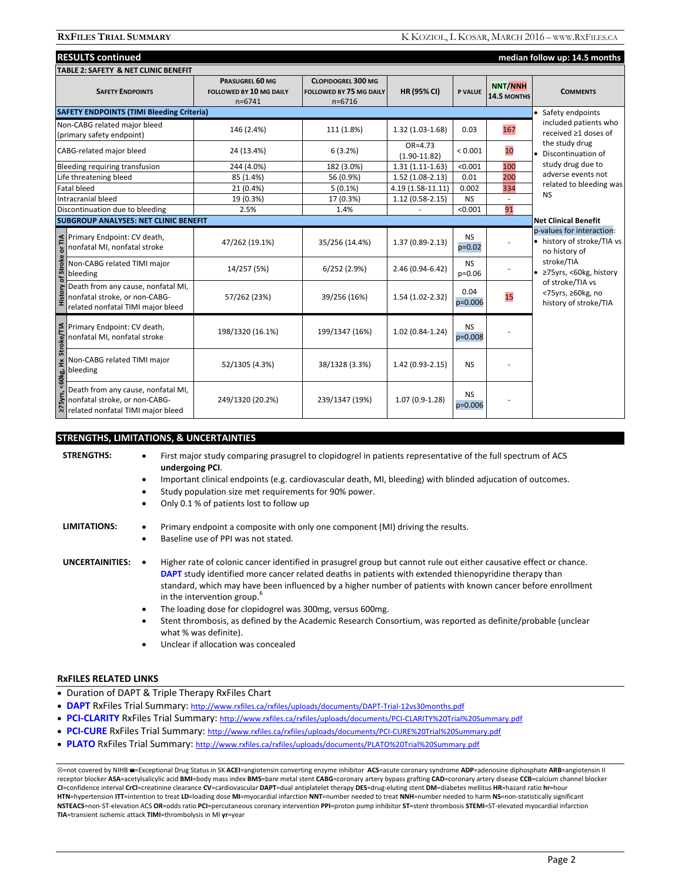## RESULTS continued

median follow up: 14.5 months

**TABLE 2: SAFETY & NET CLINIC BENEFIT**

| SAFETY ENDPOINTS | | PRASUGREL 60 MG FOLLOWED BY 10 MG DAILY n=6741 | CLOPIDOGREL 300 MG FOLLOWED BY 75 MG DAILY n=6716 | HR (95% CI) | P VALUE | NNT/NNH 14.5 MONTHS | COMMENTS |
|---|---|---|---|---|---|---|---|
| **SAFETY ENDPOINTS (TIMI Bleeding Criteria)** | | | | | | | • Safety endpoints included patients who received ≥1 doses of the study drug • Discontinuation of study drug due to adverse events not related to bleeding was NS |
| Non-CABG related major bleed (primary safety endpoint) | | 146 (2.4%) | 111 (1.8%) | 1.32 (1.03-1.68) | 0.03 | 167 | |
| CABG-related major bleed | | 24 (13.4%) | 6 (3.2%) | OR=4.73 (1.90-11.82) | < 0.001 | 10 | |
| Bleeding requiring transfusion | | 244 (4.0%) | 182 (3.0%) | 1.31 (1.11-1.63) | <0.001 | 100 | |
| Life threatening bleed | | 85 (1.4%) | 56 (0.9%) | 1.52 (1.08-2.13) | 0.01 | 200 | |
| Fatal bleed | | 21 (0.4%) | 5 (0.1%) | 4.19 (1.58-11.11) | 0.002 | 334 | |
| Intracranial bleed | | 19 (0.3%) | 17 (0.3%) | 1.12 (0.58-2.15) | NS | - | |
| Discontinuation due to bleeding | | 2.5% | 1.4% | - | <0.001 | 91 | |
| **SUBGROUP ANALYSES: NET CLINIC BENEFIT** | | | | | | | **Net Clinical Benefit** p-values for interaction: • history of stroke/TIA vs no history of stroke/TIA • ≥75yrs, <60kg, history of stroke/TIA vs <75yrs, ≥60kg, no history of stroke/TIA |
| History of Stroke or TIA | Primary Endpoint: CV death, nonfatal MI, nonfatal stroke | 47/262 (19.1%) | 35/256 (14.4%) | 1.37 (0.89-2.13) | NS p=0.02 | - | |
| | Non-CABG related TIMI major bleeding | 14/257 (5%) | 6/252 (2.9%) | 2.46 (0.94-6.42) | NS p=0.06 | - | |
| | Death from any cause, nonfatal MI, nonfatal stroke, or non-CABG-related nonfatal TIMI major bleed | 57/262 (23%) | 39/256 (16%) | 1.54 (1.02-2.32) | 0.04 p=0.006 | 15 | |
| ≥75yrs, <60kg, Hx Stroke/TIA | Primary Endpoint: CV death, nonfatal MI, nonfatal stroke | 198/1320 (16.1%) | 199/1347 (16%) | 1.02 (0.84-1.24) | NS p=0.008 | - | |
| | Non-CABG related TIMI major bleeding | 52/1305 (4.3%) | 38/1328 (3.3%) | 1.42 (0.93-2.15) | NS | - | |
| | Death from any cause, nonfatal MI, nonfatal stroke, or non-CABG-related nonfatal TIMI major bleed | 249/1320 (20.2%) | 239/1347 (19%) | 1.07 (0.9-1.28) | NS p=0.006 | - | |

## STRENGTHS, LIMITATIONS, & UNCERTAINTIES

**STRENGTHS:**

- First major study comparing prasugrel to clopidogrel in patients representative of the full spectrum of ACS **undergoing PCI**.
- Important clinical endpoints (e.g. cardiovascular death, MI, bleeding) with blinded adjucation of outcomes.
- Study population size met requirements for 90% power.
- Only 0.1 % of patients lost to follow up

**LIMITATIONS:**

- Primary endpoint a composite with only one component (MI) driving the results.
- Baseline use of PPI was not stated.

**UNCERTAINITIES:**

- Higher rate of colonic cancer identified in prasugrel group but cannot rule out either causative effect or chance. **DAPT** study identified more cancer related deaths in patients with extended thienopyridine therapy than standard, which may have been influenced by a higher number of patients with known cancer before enrollment in the intervention group.[6]
- The loading dose for clopidogrel was 300mg, versus 600mg.
- Stent thrombosis, as defined by the Academic Research Consortium, was reported as definite/probable (unclear what % was definite).
- Unclear if allocation was concealed

## RxFILES RELATED LINKS

- Duration of DAPT & Triple Therapy RxFiles Chart
- **DAPT** RxFiles Trial Summary: http://www.rxfiles.ca/rxfiles/uploads/documents/DAPT-Trial-12vs30months.pdf
- **PCI-CLARITY** RxFiles Trial Summary: http://www.rxfiles.ca/rxfiles/uploads/documents/PCI-CLARITY%20Trial%20Summary.pdf
- **PCI-CURE** RxFiles Trial Summary: http://www.rxfiles.ca/rxfiles/uploads/documents/PCI-CURE%20Trial%20Summary.pdf
- **PLATO** RxFiles Trial Summary: http://www.rxfiles.ca/rxfiles/uploads/documents/PLATO%20Trial%20Summary.pdf

⊗=not covered by NIHB ▰=Exceptional Drug Status in SK **ACEI**=angiotensin converting enzyme inhibitor **ACS**=acute coronary syndrome **ADP**=adenosine diphosphate **ARB**=angiotensin II receptor blocker **ASA**=acetylsalicylic acid **BMI**=body mass index **BMS**=bare metal stent **CABG**=coronary artery bypass grafting **CAD**=coronary artery disease **CCB**=calcium channel blocker **CI**=confidence interval **CrCl**=creatinine clearance **CV**=cardiovascular **DAPT**=dual antiplatelet therapy **DES**=drug-eluting stent **DM**=diabetes mellitus **HR**=hazard ratio **hr**=hour **HTN**=hypertension **ITT**=intention to treat **LD**=loading dose **MI**=myocardial infarction **NNT**=number needed to treat **NNH**=number needed to harm **NS**=non-statistically significant **NSTEACS**=non-ST-elevation ACS **OR**=odds ratio **PCI**=percutaneous coronary intervention **PPI**=proton pump inhibitor **ST**=stent thrombosis **STEMI**=ST-elevated myocardial infarction **TIA**=transient ischemic attack **TIMI**=thrombolysis in MI **yr**=year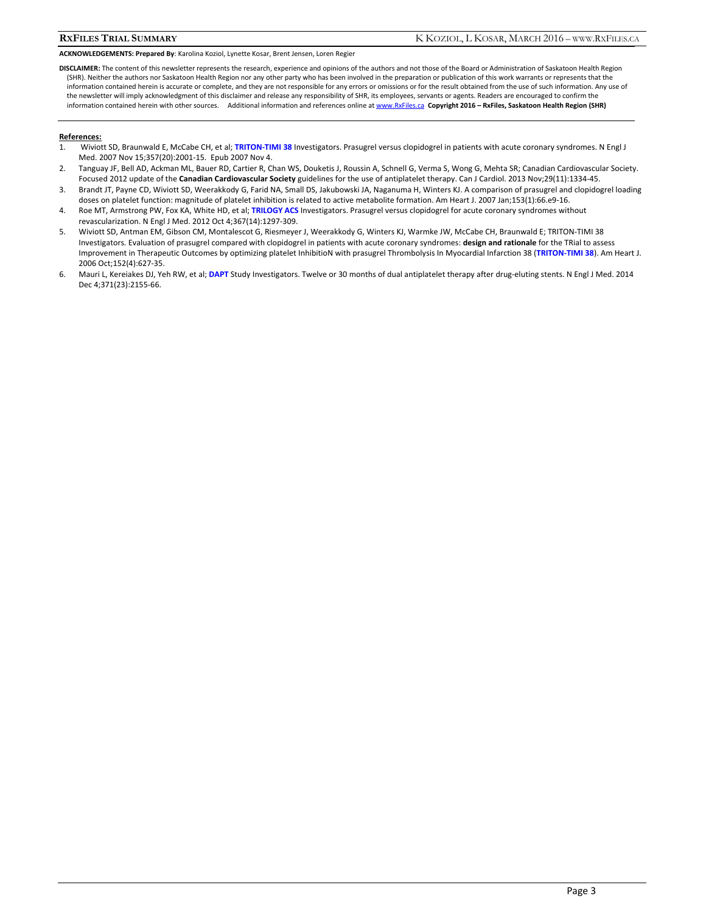**ACKNOWLEDGEMENTS: Prepared By**: Karolina Koziol, Lynette Kosar, Brent Jensen, Loren Regier

**DISCLAIMER:** The content of this newsletter represents the research, experience and opinions of the authors and not those of the Board or Administration of Saskatoon Health Region (SHR). Neither the authors nor Saskatoon Health Region nor any other party who has been involved in the preparation or publication of this work warrants or represents that the information contained herein is accurate or complete, and they are not responsible for any errors or omissions or for the result obtained from the use of such information. Any use of the newsletter will imply acknowledgment of this disclaimer and release any responsibility of SHR, its employees, servants or agents. Readers are encouraged to confirm the information contained herein with other sources. Additional information and references online at www.RxFiles.ca **Copyright 2016 – RxFiles, Saskatoon Health Region (SHR)**

**References:**

1. Wiviott SD, Braunwald E, McCabe CH, et al; **TRITON-TIMI 38** Investigators. Prasugrel versus clopidogrel in patients with acute coronary syndromes. N Engl J Med. 2007 Nov 15;357(20):2001-15. Epub 2007 Nov 4.
2. Tanguay JF, Bell AD, Ackman ML, Bauer RD, Cartier R, Chan WS, Douketis J, Roussin A, Schnell G, Verma S, Wong G, Mehta SR; Canadian Cardiovascular Society. Focused 2012 update of the **Canadian Cardiovascular Society** guidelines for the use of antiplatelet therapy. Can J Cardiol. 2013 Nov;29(11):1334-45.
3. Brandt JT, Payne CD, Wiviott SD, Weerakkody G, Farid NA, Small DS, Jakubowski JA, Naganuma H, Winters KJ. A comparison of prasugrel and clopidogrel loading doses on platelet function: magnitude of platelet inhibition is related to active metabolite formation. Am Heart J. 2007 Jan;153(1):66.e9-16.
4. Roe MT, Armstrong PW, Fox KA, White HD, et al; **TRILOGY ACS** Investigators. Prasugrel versus clopidogrel for acute coronary syndromes without revascularization. N Engl J Med. 2012 Oct 4;367(14):1297-309.
5. Wiviott SD, Antman EM, Gibson CM, Montalescot G, Riesmeyer J, Weerakkody G, Winters KJ, Warmke JW, McCabe CH, Braunwald E; TRITON-TIMI 38 Investigators. Evaluation of prasugrel compared with clopidogrel in patients with acute coronary syndromes: **design and rationale** for the TRial to assess Improvement in Therapeutic Outcomes by optimizing platelet InhibitioN with prasugrel Thrombolysis In Myocardial Infarction 38 (**TRITON-TIMI 38**). Am Heart J. 2006 Oct;152(4):627-35.
6. Mauri L, Kereiakes DJ, Yeh RW, et al; **DAPT** Study Investigators. Twelve or 30 months of dual antiplatelet therapy after drug-eluting stents. N Engl J Med. 2014 Dec 4;371(23):2155-66.